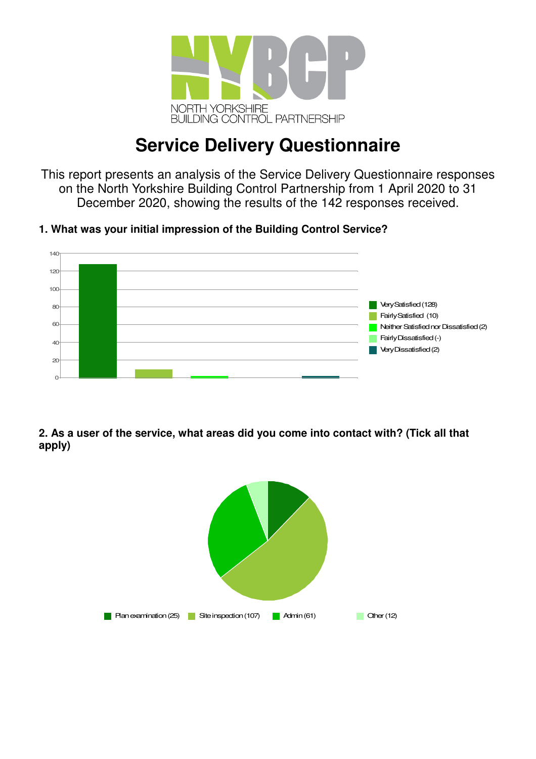NORTH YORKSHIRE BUILDING CONTROL PARTNERSHIP

# Service Delivery Questionnaire

This report presents an analysis of the Service Delivery Questionnaire responses on the North Yorkshire Building Control Partnership from 1 April 2020 to 31 December 2020, showing the results of the 142 responses received.

### 1. What was your initial impression of the Building Control Service?

- Very Satisfied (128)
- Fairly Satisfied (10)
- Neither Satisfied nor Dissatisfied (2)
- Fairly Dissatisfied (-)
- Very Dissatisfied (2)

### 2. As a user of the service, what areas did you come into contact with? (Tick all that apply)

- Plan examination (25)
- Site inspection (107)
- Admin (61)
- Other (12)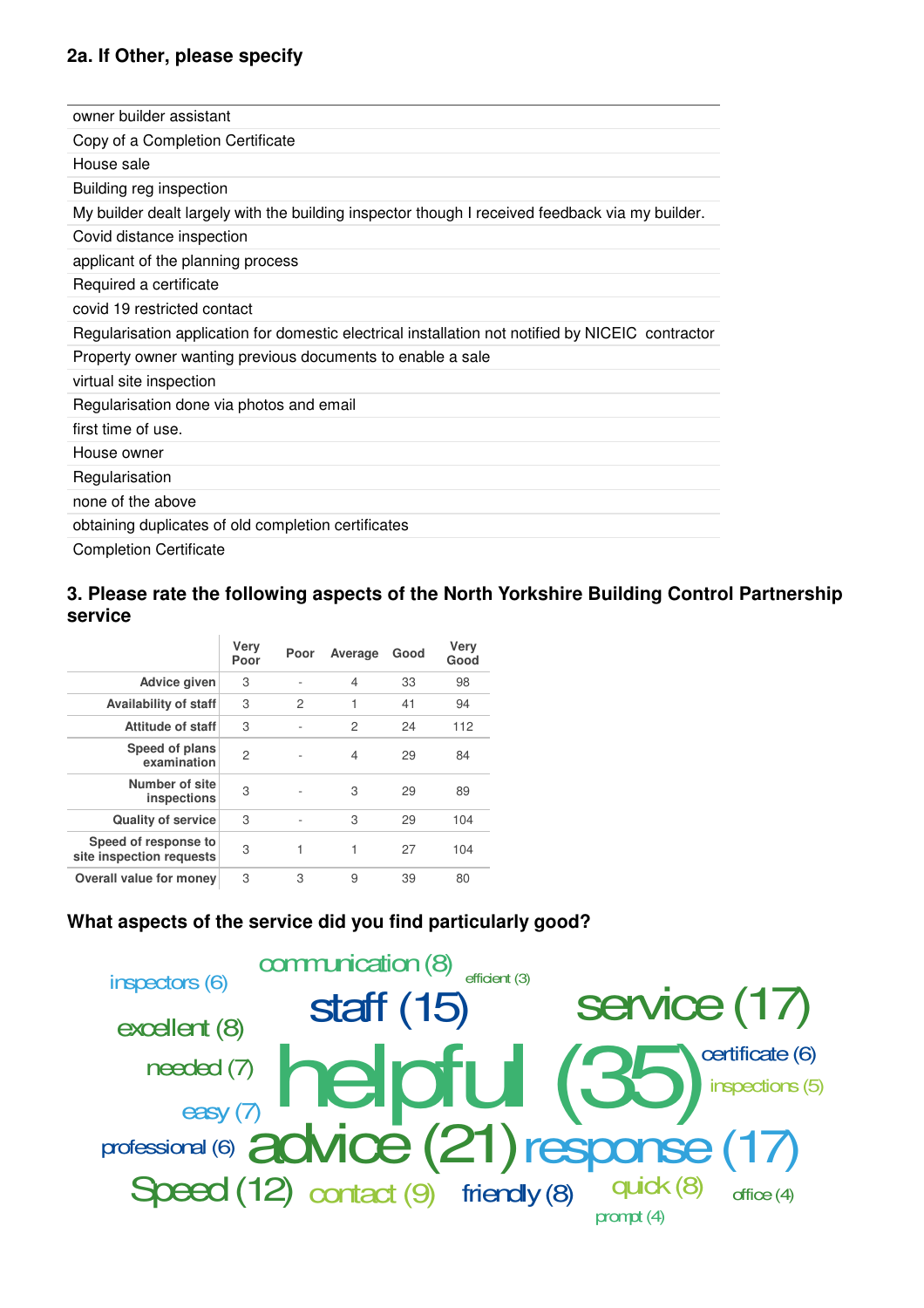## 2a. If Other, please specify

| |
|---|
| owner builder assistant |
| Copy of a Completion Certificate |
| House sale |
| Building reg inspection |
| My builder dealt largely with the building inspector though I received feedback via my builder. |
| Covid distance inspection |
| applicant of the planning process |
| Required a certificate |
| covid 19 restricted contact |
| Regularisation application for domestic electrical installation not notified by NICEIC contractor |
| Property owner wanting previous documents to enable a sale |
| virtual site inspection |
| Regularisation done via photos and email |
| first time of use. |
| House owner |
| Regularisation |
| none of the above |
| obtaining duplicates of old completion certificates |
| Completion Certificate |

## 3. Please rate the following aspects of the North Yorkshire Building Control Partnership service

| | Very Poor | Poor | Average | Good | Very Good |
|---|---|---|---|---|---|
| Advice given | 3 | - | 4 | 33 | 98 |
| Availability of staff | 3 | 2 | 1 | 41 | 94 |
| Attitude of staff | 3 | - | 2 | 24 | 112 |
| Speed of plans examination | 2 | - | 4 | 29 | 84 |
| Number of site inspections | 3 | - | 3 | 29 | 89 |
| Quality of service | 3 | - | 3 | 29 | 104 |
| Speed of response to site inspection requests | 3 | 1 | 1 | 27 | 104 |
| Overall value for money | 3 | 3 | 9 | 39 | 80 |

## What aspects of the service did you find particularly good?

inspectors (6) communication (8) efficient (3) staff (15) service (17) excellent (8) needed (7) helpful (35) certificate (6) inspections (5) easy (7) professional (6) advice (21) response (17) Speed (12) contact (9) friendly (8) quick (8) office (4) prompt (4)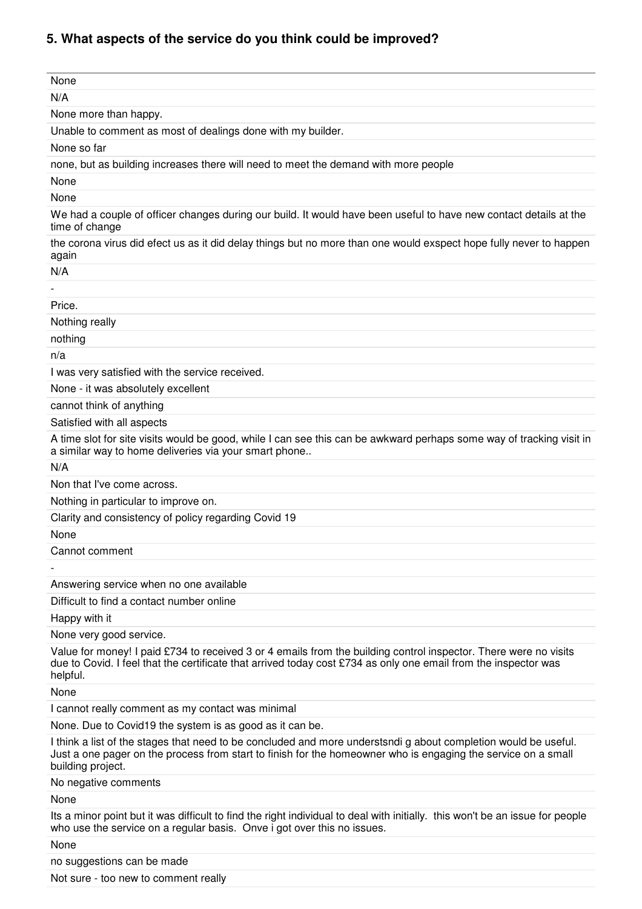### 5. What aspects of the service do you think could be improved?

| |
|---|
| None |
| N/A |
| None more than happy. |
| Unable to comment as most of dealings done with my builder. |
| None so far |
| none, but as building increases there will need to meet the demand with more people |
| None |
| None |
| We had a couple of officer changes during our build. It would have been useful to have new contact details at the time of change |
| the corona virus did efect us as it did delay things but no more than one would exspect hope fully never to happen again |
| N/A |
| - |
| Price. |
| Nothing really |
| nothing |
| n/a |
| I was very satisfied with the service received. |
| None - it was absolutely excellent |
| cannot think of anything |
| Satisfied with all aspects |
| A time slot for site visits would be good, while I can see this can be awkward perhaps some way of tracking visit in a similar way to home deliveries via your smart phone.. |
| N/A |
| Non that I've come across. |
| Nothing in particular to improve on. |
| Clarity and consistency of policy regarding Covid 19 |
| None |
| Cannot comment |
| - |
| Answering service when no one available |
| Difficult to find a contact number online |
| Happy with it |
| None very good service. |
| Value for money! I paid £734 to received 3 or 4 emails from the building control inspector. There were no visits due to Covid. I feel that the certificate that arrived today cost £734 as only one email from the inspector was helpful. |
| None |
| I cannot really comment as my contact was minimal |
| None. Due to Covid19 the system is as good as it can be. |
| I think a list of the stages that need to be concluded and more understsndi g about completion would be useful. Just a one pager on the process from start to finish for the homeowner who is engaging the service on a small building project. |
| No negative comments |
| None |
| Its a minor point but it was difficult to find the right individual to deal with initially. this won't be an issue for people who use the service on a regular basis. Onve i got over this no issues. |
| None |
| no suggestions can be made |
| Not sure - too new to comment really |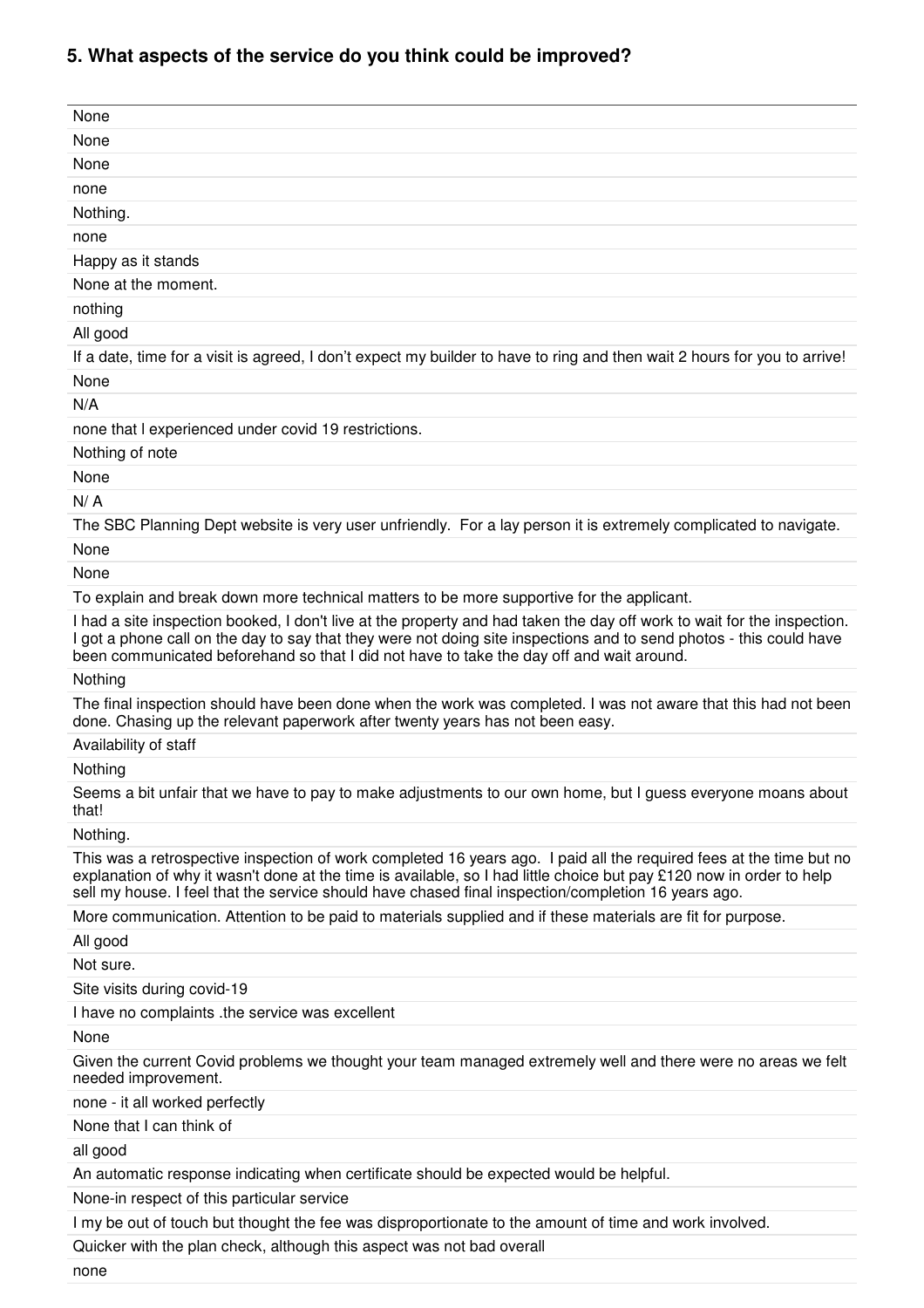## 5. What aspects of the service do you think could be improved?

| |
|---|
| None |
| None |
| None |
| none |
| Nothing. |
| none |
| Happy as it stands |
| None at the moment. |
| nothing |
| All good |
| If a date, time for a visit is agreed, I don’t expect my builder to have to ring and then wait 2 hours for you to arrive! |
| None |
| N/A |
| none that I experienced under covid 19 restrictions. |
| Nothing of note |
| None |
| N/ A |
| The SBC Planning Dept website is very user unfriendly. For a lay person it is extremely complicated to navigate. |
| None |
| None |
| To explain and break down more technical matters to be more supportive for the applicant. |
| I had a site inspection booked, I don't live at the property and had taken the day off work to wait for the inspection. I got a phone call on the day to say that they were not doing site inspections and to send photos - this could have been communicated beforehand so that I did not have to take the day off and wait around. |
| Nothing |
| The final inspection should have been done when the work was completed. I was not aware that this had not been done. Chasing up the relevant paperwork after twenty years has not been easy. |
| Availability of staff |
| Nothing |
| Seems a bit unfair that we have to pay to make adjustments to our own home, but I guess everyone moans about that! |
| Nothing. |
| This was a retrospective inspection of work completed 16 years ago. I paid all the required fees at the time but no explanation of why it wasn't done at the time is available, so I had little choice but pay £120 now in order to help sell my house. I feel that the service should have chased final inspection/completion 16 years ago. |
| More communication. Attention to be paid to materials supplied and if these materials are fit for purpose. |
| All good |
| Not sure. |
| Site visits during covid-19 |
| I have no complaints .the service was excellent |
| None |
| Given the current Covid problems we thought your team managed extremely well and there were no areas we felt needed improvement. |
| none - it all worked perfectly |
| None that I can think of |
| all good |
| An automatic response indicating when certificate should be expected would be helpful. |
| None-in respect of this particular service |
| I my be out of touch but thought the fee was disproportionate to the amount of time and work involved. |
| Quicker with the plan check, although this aspect was not bad overall |
| none |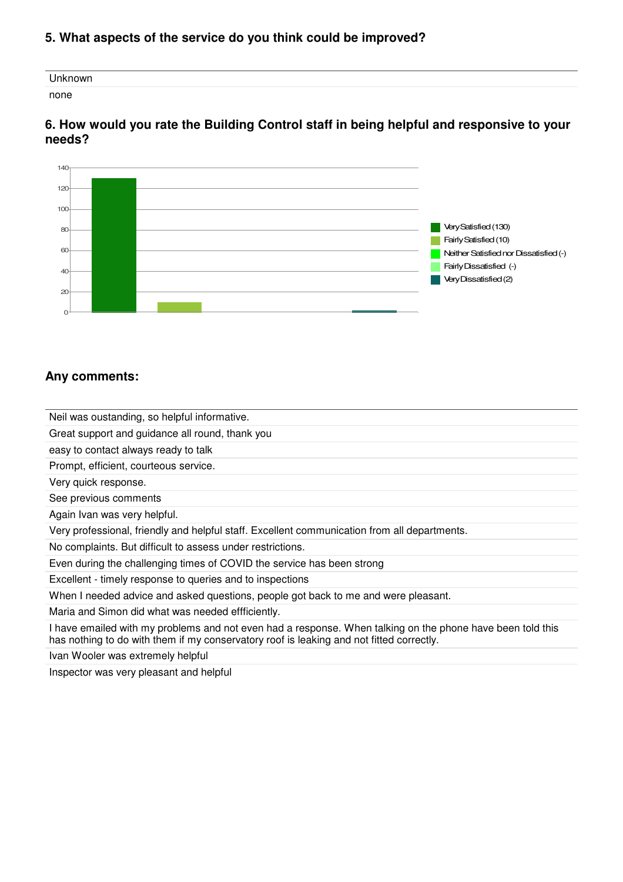### 5. What aspects of the service do you think could be improved?

| Unknown |
|---|
| none |

### 6. How would you rate the Building Control staff in being helpful and responsive to your needs?

- Very Satisfied (130)
- Fairly Satisfied (10)
- Neither Satisfied nor Dissatisfied (-)
- Fairly Dissatisfied (-)
- Very Dissatisfied (2)

### Any comments:

| |
|---|
| Neil was oustanding, so helpful informative. |
| Great support and guidance all round, thank you |
| easy to contact always ready to talk |
| Prompt, efficient, courteous service. |
| Very quick response. |
| See previous comments |
| Again Ivan was very helpful. |
| Very professional, friendly and helpful staff. Excellent communication from all departments. |
| No complaints. But difficult to assess under restrictions. |
| Even during the challenging times of COVID the service has been strong |
| Excellent - timely response to queries and to inspections |
| When I needed advice and asked questions, people got back to me and were pleasant. |
| Maria and Simon did what was needed effficiently. |
| I have emailed with my problems and not even had a response. When talking on the phone have been told this has nothing to do with them if my conservatory roof is leaking and not fitted correctly. |
| Ivan Wooler was extremely helpful |
| Inspector was very pleasant and helpful |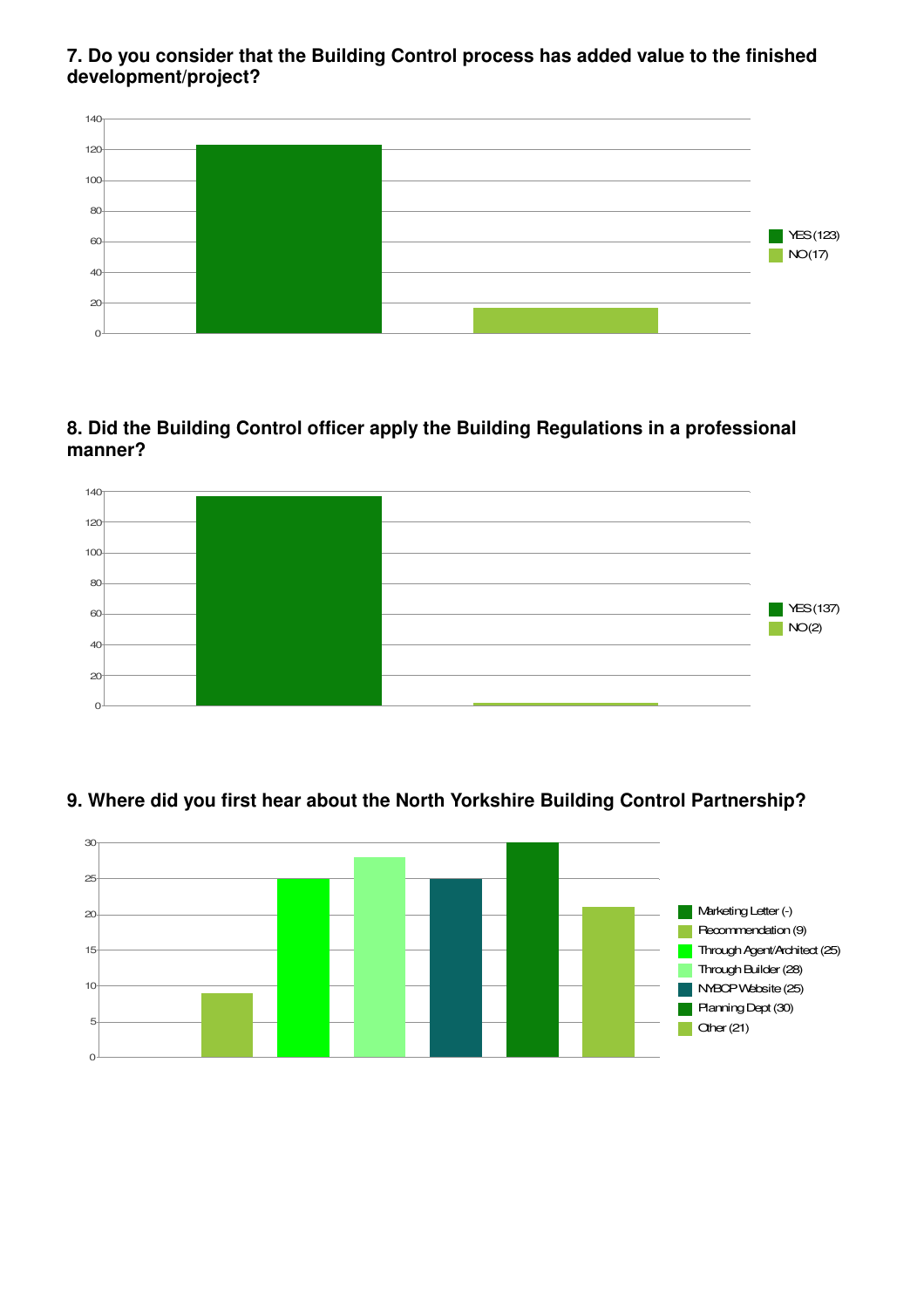**7. Do you consider that the Building Control process has added value to the finished development/project?**

| Response | Count |
|---|---|
| YES | 123 |
| NO | 17 |

**8. Did the Building Control officer apply the Building Regulations in a professional manner?**

| Response | Count |
|---|---|
| YES | 137 |
| NO | 2 |

**9. Where did you first hear about the North Yorkshire Building Control Partnership?**

| Source | Count |
|---|---|
| Marketing Letter | - |
| Recommendation | 9 |
| Through Agent/Architect | 25 |
| Through Builder | 28 |
| NYBCP Website | 25 |
| Planning Dept | 30 |
| Other | 21 |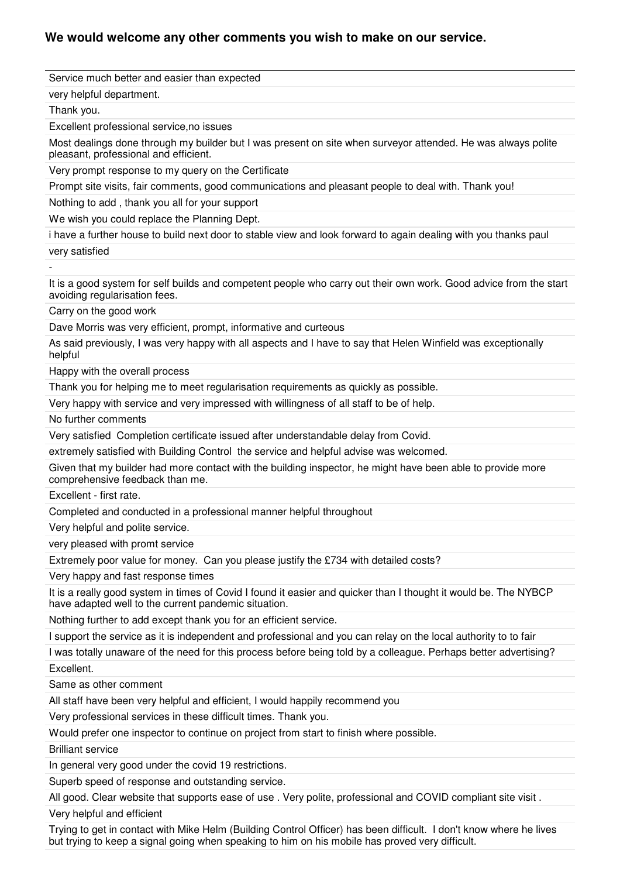### We would welcome any other comments you wish to make on our service.

| |
|---|
| Service much better and easier than expected |
| very helpful department. |
| Thank you. |
| Excellent professional service,no issues |
| Most dealings done through my builder but I was present on site when surveyor attended. He was always polite pleasant, professional and efficient. |
| Very prompt response to my query on the Certificate |
| Prompt site visits, fair comments, good communications and pleasant people to deal with. Thank you! |
| Nothing to add , thank you all for your support |
| We wish you could replace the Planning Dept. |
| i have a further house to build next door to stable view and look forward to again dealing with you thanks paul |
| very satisfied |
| - |
| It is a good system for self builds and competent people who carry out their own work. Good advice from the start avoiding regularisation fees. |
| Carry on the good work |
| Dave Morris was very efficient, prompt, informative and curteous |
| As said previously, I was very happy with all aspects and I have to say that Helen Winfield was exceptionally helpful |
| Happy with the overall process |
| Thank you for helping me to meet regularisation requirements as quickly as possible. |
| Very happy with service and very impressed with willingness of all staff to be of help. |
| No further comments |
| Very satisfied  Completion certificate issued after understandable delay from Covid. |
| extremely satisfied with Building Control  the service and helpful advise was welcomed. |
| Given that my builder had more contact with the building inspector, he might have been able to provide more comprehensive feedback than me. |
| Excellent - first rate. |
| Completed and conducted in a professional manner helpful throughout |
| Very helpful and polite service. |
| very pleased with promt service |
| Extremely poor value for money.  Can you please justify the £734 with detailed costs? |
| Very happy and fast response times |
| It is a really good system in times of Covid I found it easier and quicker than I thought it would be. The NYBCP have adapted well to the current pandemic situation. |
| Nothing further to add except thank you for an efficient service. |
| I support the service as it is independent and professional and you can relay on the local authority to to fair |
| I was totally unaware of the need for this process before being told by a colleague. Perhaps better advertising? |
| Excellent. |
| Same as other comment |
| All staff have been very helpful and efficient, I would happily recommend you |
| Very professional services in these difficult times. Thank you. |
| Would prefer one inspector to continue on project from start to finish where possible. |
| Brilliant service |
| In general very good under the covid 19 restrictions. |
| Superb speed of response and outstanding service. |
| All good. Clear website that supports ease of use . Very polite, professional and COVID compliant site visit . |
| Very helpful and efficient |
| Trying to get in contact with Mike Helm (Building Control Officer) has been difficult.  I don't know where he lives but trying to keep a signal going when speaking to him on his mobile has proved very difficult. |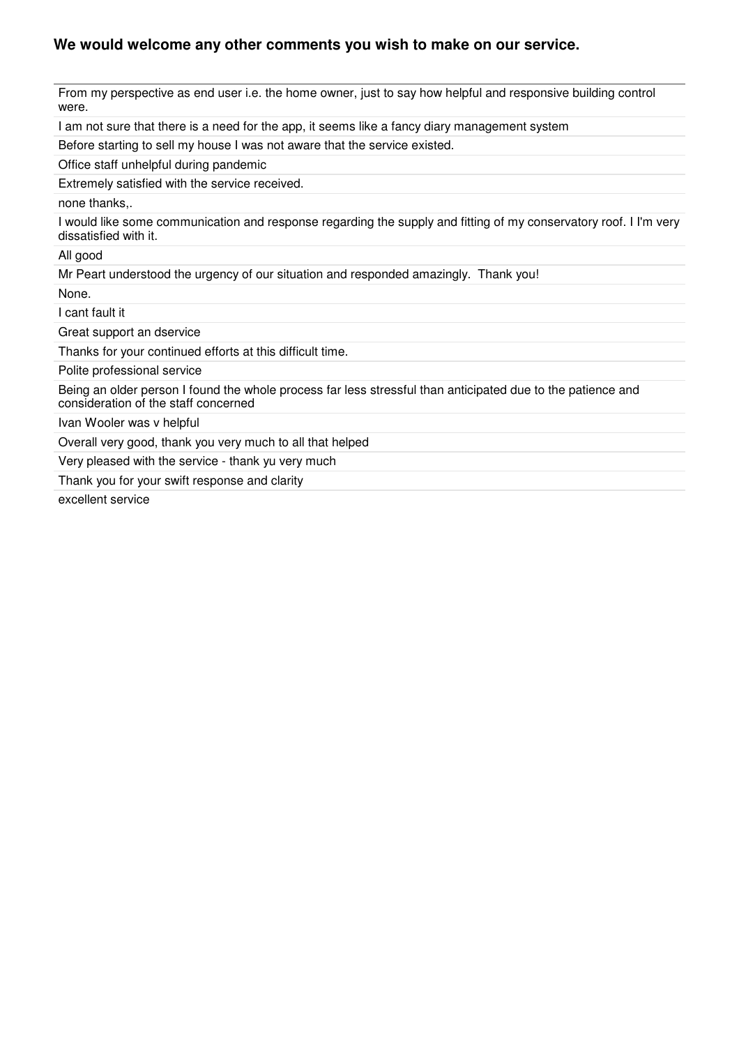### We would welcome any other comments you wish to make on our service.

| |
|---|
| From my perspective as end user i.e. the home owner, just to say how helpful and responsive building control were. |
| I am not sure that there is a need for the app, it seems like a fancy diary management system |
| Before starting to sell my house I was not aware that the service existed. |
| Office staff unhelpful during pandemic |
| Extremely satisfied with the service received. |
| none thanks,. |
| I would like some communication and response regarding the supply and fitting of my conservatory roof. I I'm very dissatisfied with it. |
| All good |
| Mr Peart understood the urgency of our situation and responded amazingly. Thank you! |
| None. |
| I cant fault it |
| Great support an dservice |
| Thanks for your continued efforts at this difficult time. |
| Polite professional service |
| Being an older person I found the whole process far less stressful than anticipated due to the patience and consideration of the staff concerned |
| Ivan Wooler was v helpful |
| Overall very good, thank you very much to all that helped |
| Very pleased with the service - thank yu very much |
| Thank you for your swift response and clarity |
| excellent service |